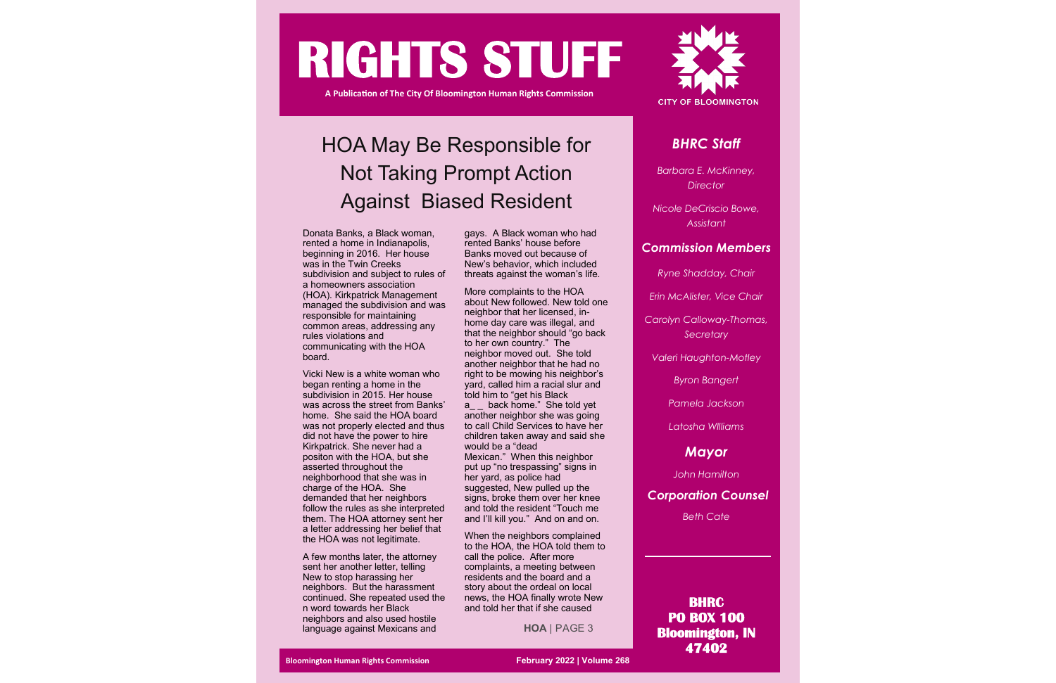# RIGHTS STUFF

**A Publication of The City Of Bloomington Human Rights Commission**

CITY OF BLOOMINGTON

## HOA May Be Responsible for Not Taking Prompt Action Against Biased Resident

Donata Banks, a Black woman, rented a home in Indianapolis, beginning in 2016. Her house was in the Twin Creeks subdivision and subject to rules of a homeowners association (HOA). Kirkpatrick Management managed the subdivision and was responsible for maintaining common areas, addressing any rules violations and communicating with the HOA board.

Vicki New is a white woman who began renting a home in the subdivision in 2015. Her house was across the street from Banks' home. She said the HOA board was not properly elected and thus did not have the power to hire Kirkpatrick. She never had a positon with the HOA, but she asserted throughout the neighborhood that she was in charge of the HOA. She demanded that her neighbors follow the rules as she interpreted them. The HOA attorney sent her a letter addressing her belief that the HOA was not legitimate.

A few months later, the attorney sent her another letter, telling New to stop harassing her neighbors. But the harassment continued. She repeated used the n word towards her Black neighbors and also used hostile language against Mexicans and gays. A Black woman who had rented Banks' house before Banks moved out because of New's behavior, which included threats against the woman's life.

More complaints to the HOA about New followed. New told one neighbor that her licensed, in-home day care was illegal, and that the neighbor should "go back to her own country." The neighbor moved out. She told another neighbor that he had no right to be mowing his neighbor's yard, called him a racial slur and told him to "get his Black a_ _ back home." She told yet another neighbor she was going to call Child Services to have her children taken away and said she would be a "dead Mexican." When this neighbor put up "no trespassing" signs in her yard, as police had suggested, New pulled up the signs, broke them over her knee and told the resident "Touch me and I'll kill you." And on and on.

When the neighbors complained to the HOA, the HOA told them to call the police. After more complaints, a meeting between residents and the board and a story about the ordeal on local news, the HOA finally wrote New and told her that if she caused

**HOA** | PAGE 3

### *BHRC Staff*

*Barbara E. McKinney, Director*

*Nicole DeCriscio Bowe, Assistant*

### *Commission Members*

*Ryne Shadday, Chair*

*Erin McAlister, Vice Chair*

*Carolyn Calloway-Thomas, Secretary*

*Valeri Haughton-Motley*

*Byron Bangert*

*Pamela Jackson*

*Latosha WIlliams*

### *Mayor*

*John Hamilton*

### *Corporation Counsel*

*Beth Cate*

**BHRC**
**PO BOX 100**
**Bloomington, IN 47402**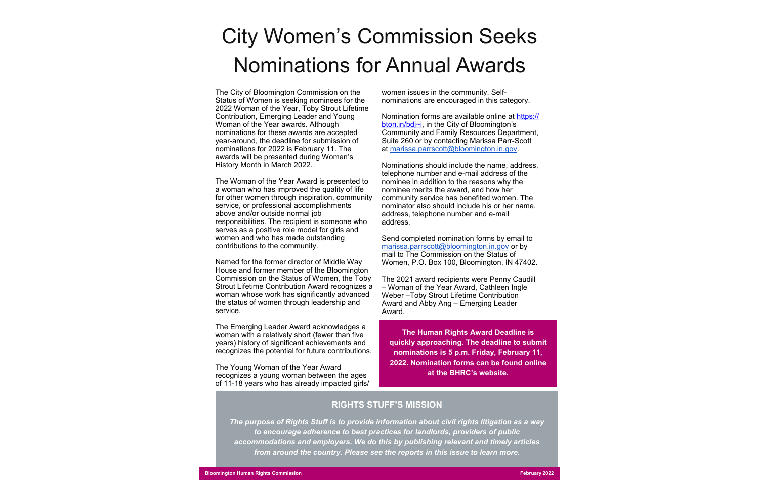# City Women's Commission Seeks Nominations for Annual Awards

The City of Bloomington Commission on the Status of Women is seeking nominees for the 2022 Woman of the Year, Toby Strout Lifetime Contribution, Emerging Leader and Young Woman of the Year awards. Although nominations for these awards are accepted year-around, the deadline for submission of nominations for 2022 is February 11. The awards will be presented during Women's History Month in March 2022.

The Woman of the Year Award is presented to a woman who has improved the quality of life for other women through inspiration, community service, or professional accomplishments above and/or outside normal job responsibilities. The recipient is someone who serves as a positive role model for girls and women and who has made outstanding contributions to the community.

Named for the former director of Middle Way House and former member of the Bloomington Commission on the Status of Women, the Toby Strout Lifetime Contribution Award recognizes a woman whose work has significantly advanced the status of women through leadership and service.

The Emerging Leader Award acknowledges a woman with a relatively short (fewer than five years) history of significant achievements and recognizes the potential for future contributions.

The Young Woman of the Year Award recognizes a young woman between the ages of 11-18 years who has already impacted girls/women issues in the community. Self-nominations are encouraged in this category.

Nomination forms are available online at https://bton.in/bdj~i, in the City of Bloomington's Community and Family Resources Department, Suite 260 or by contacting Marissa Parr-Scott at marissa.parrscott@bloomington.in.gov.

Nominations should include the name, address, telephone number and e-mail address of the nominee in addition to the reasons why the nominee merits the award, and how her community service has benefited women. The nominator also should include his or her name, address, telephone number and e-mail address.

Send completed nomination forms by email to marissa.parrscott@bloomington.in.gov or by mail to The Commission on the Status of Women, P.O. Box 100, Bloomington, IN 47402.

The 2021 award recipients were Penny Caudill – Woman of the Year Award, Cathleen Ingle Weber –Toby Strout Lifetime Contribution Award and Abby Ang – Emerging Leader Award.

**The Human Rights Award Deadline is quickly approaching. The deadline to submit nominations is 5 p.m. Friday, February 11, 2022. Nomination forms can be found online at the BHRC's website.**

## RIGHTS STUFF'S MISSION

***The purpose of Rights Stuff is to provide information about civil rights litigation as a way to encourage adherence to best practices for landlords, providers of public accommodations and employers. We do this by publishing relevant and timely articles from around the country. Please see the reports in this issue to learn more.***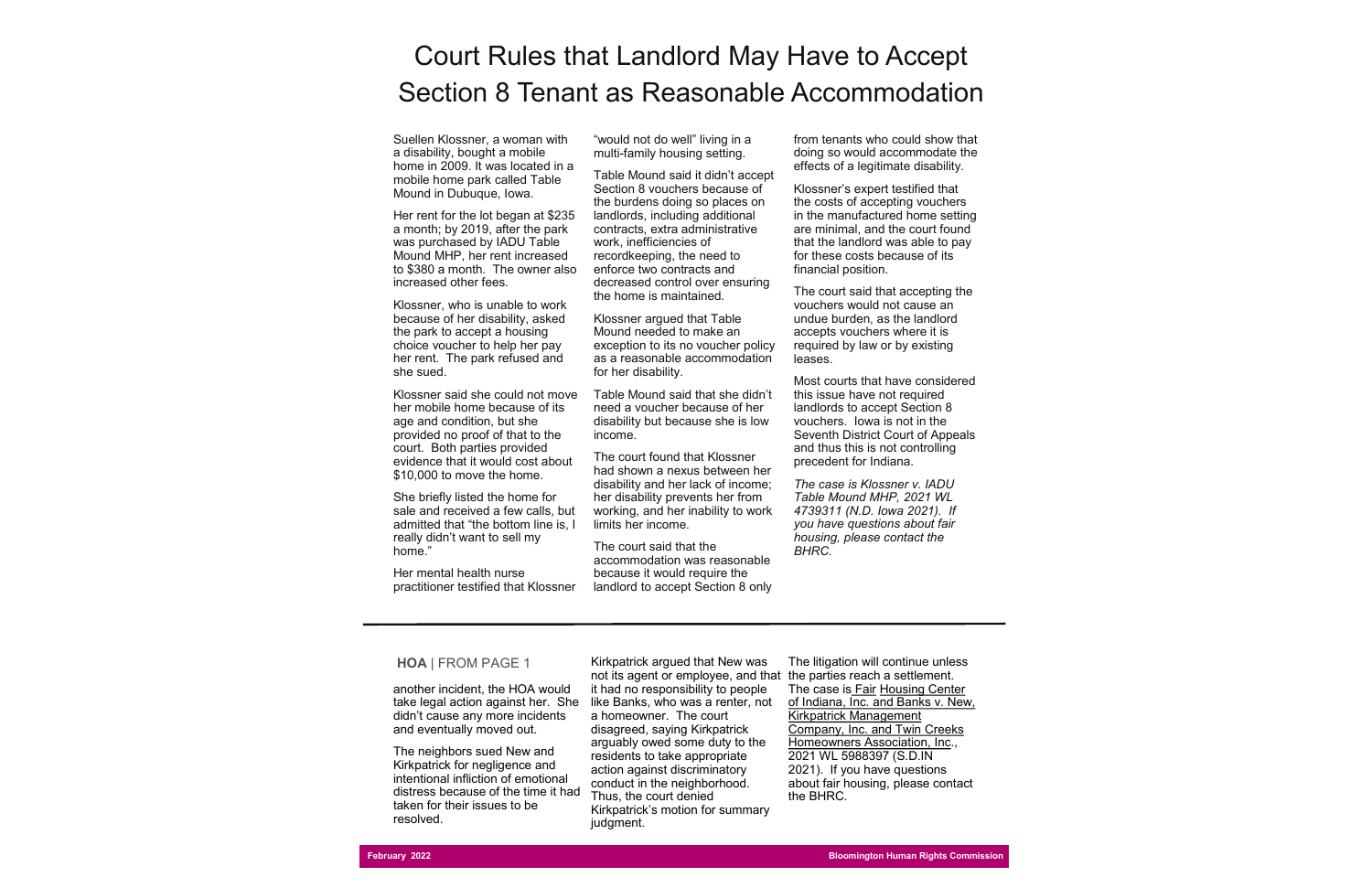# Court Rules that Landlord May Have to Accept Section 8 Tenant as Reasonable Accommodation

Suellen Klossner, a woman with a disability, bought a mobile home in 2009. It was located in a mobile home park called Table Mound in Dubuque, Iowa.

Her rent for the lot began at $235 a month; by 2019, after the park was purchased by IADU Table Mound MHP, her rent increased to $380 a month. The owner also increased other fees.

Klossner, who is unable to work because of her disability, asked the park to accept a housing choice voucher to help her pay her rent. The park refused and she sued.

Klossner said she could not move her mobile home because of its age and condition, but she provided no proof of that to the court. Both parties provided evidence that it would cost about $10,000 to move the home.

She briefly listed the home for sale and received a few calls, but admitted that "the bottom line is, I really didn't want to sell my home."

Her mental health nurse practitioner testified that Klossner "would not do well" living in a multi-family housing setting.

Table Mound said it didn't accept Section 8 vouchers because of the burdens doing so places on landlords, including additional contracts, extra administrative work, inefficiencies of recordkeeping, the need to enforce two contracts and decreased control over ensuring the home is maintained.

Klossner argued that Table Mound needed to make an exception to its no voucher policy as a reasonable accommodation for her disability.

Table Mound said that she didn't need a voucher because of her disability but because she is low income.

The court found that Klossner had shown a nexus between her disability and her lack of income; her disability prevents her from working, and her inability to work limits her income.

The court said that the accommodation was reasonable because it would require the landlord to accept Section 8 only from tenants who could show that doing so would accommodate the effects of a legitimate disability.

Klossner's expert testified that the costs of accepting vouchers in the manufactured home setting are minimal, and the court found that the landlord was able to pay for these costs because of its financial position.

The court said that accepting the vouchers would not cause an undue burden, as the landlord accepts vouchers where it is required by law or by existing leases.

Most courts that have considered this issue have not required landlords to accept Section 8 vouchers. Iowa is not in the Seventh District Court of Appeals and thus this is not controlling precedent for Indiana.

*The case is Klossner v. IADU Table Mound MHP, 2021 WL 4739311 (N.D. Iowa 2021). If you have questions about fair housing, please contact the BHRC.*

---

**HOA** | FROM PAGE 1

another incident, the HOA would take legal action against her. She didn't cause any more incidents and eventually moved out.

The neighbors sued New and Kirkpatrick for negligence and intentional infliction of emotional distress because of the time it had taken for their issues to be resolved.

Kirkpatrick argued that New was not its agent or employee, and that it had no responsibility to people like Banks, who was a renter, not a homeowner. The court disagreed, saying Kirkpatrick arguably owed some duty to the residents to take appropriate action against discriminatory conduct in the neighborhood. Thus, the court denied Kirkpatrick's motion for summary judgment.

The litigation will continue unless the parties reach a settlement. The case is Fair Housing Center of Indiana, Inc. and Banks v. New, Kirkpatrick Management Company, Inc. and Twin Creeks Homeowners Association, Inc., 2021 WL 5988397 (S.D.IN 2021). If you have questions about fair housing, please contact the BHRC.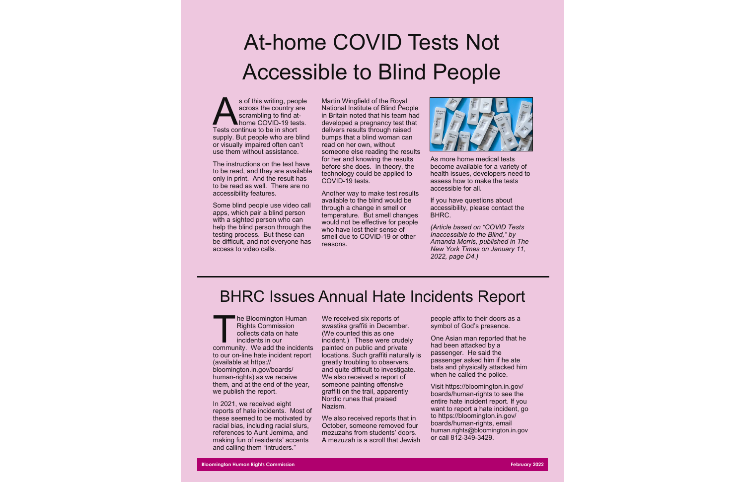# At-home COVID Tests Not Accessible to Blind People

As of this writing, people across the country are scrambling to find at-home COVID-19 tests. Tests continue to be in short supply. But people who are blind or visually impaired often can't use them without assistance.

The instructions on the test have to be read, and they are available only in print. And the result has to be read as well. There are no accessibility features.

Some blind people use video call apps, which pair a blind person with a sighted person who can help the blind person through the testing process. But these can be difficult, and not everyone has access to video calls.

Martin Wingfield of the Royal National Institute of Blind People in Britain noted that his team had developed a pregnancy test that delivers results through raised bumps that a blind woman can read on her own, without someone else reading the results for her and knowing the results before she does. In theory, the technology could be applied to COVID-19 tests.

Another way to make test results available to the blind would be through a change in smell or temperature. But smell changes would not be effective for people who have lost their sense of smell due to COVID-19 or other reasons.

As more home medical tests become available for a variety of health issues, developers need to assess how to make the tests accessible for all.

If you have questions about accessibility, please contact the BHRC.

*(Article based on "COVID Tests Inaccessible to the Blind," by Amanda Morris, published in The New York Times on January 11, 2022, page D4.)*

---

# BHRC Issues Annual Hate Incidents Report

The Bloomington Human Rights Commission collects data on hate incidents in our community. We add the incidents to our on-line hate incident report (available at https://bloomington.in.gov/boards/human-rights) as we receive them, and at the end of the year, we publish the report.

In 2021, we received eight reports of hate incidents. Most of these seemed to be motivated by racial bias, including racial slurs, references to Aunt Jemima, and making fun of residents' accents and calling them "intruders."

We received six reports of swastika graffiti in December. (We counted this as one incident.) These were crudely painted on public and private locations. Such graffiti naturally is greatly troubling to observers, and quite difficult to investigate. We also received a report of someone painting offensive graffiti on the trail, apparently Nordic runes that praised Nazism.

We also received reports that in October, someone removed four mezuzahs from students' doors. A mezuzah is a scroll that Jewish people affix to their doors as a symbol of God's presence.

One Asian man reported that he had been attacked by a passenger. He said the passenger asked him if he ate bats and physically attacked him when he called the police.

Visit https://bloomington.in.gov/boards/human-rights to see the entire hate incident report. If you want to report a hate incident, go to https://bloomington.in.gov/boards/human-rights, email human.rights@bloomington.in.gov or call 812-349-3429.